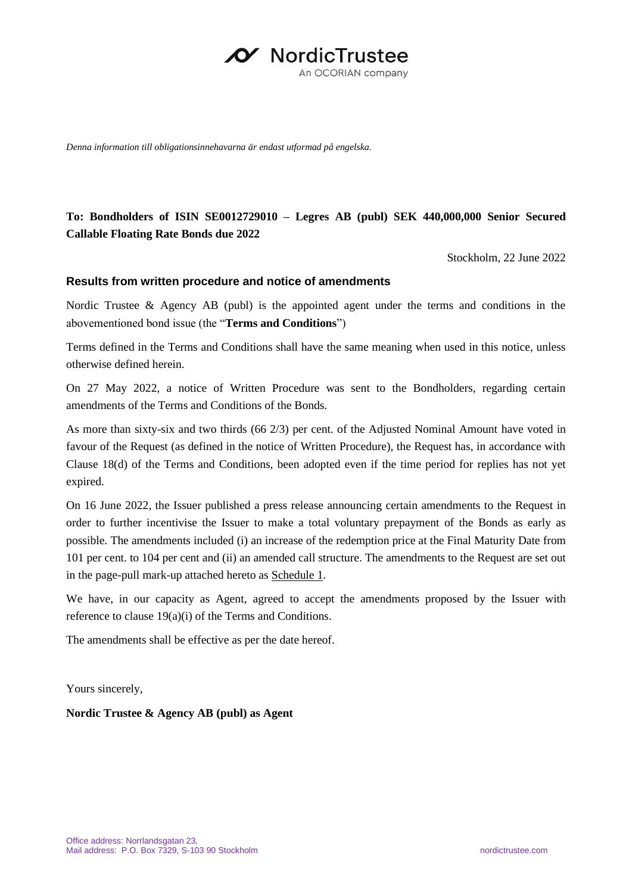*Denna information till obligationsinnehavarna är endast utformad på engelska.*

**To: Bondholders of ISIN SE0012729010 – Legres AB (publ) SEK 440,000,000 Senior Secured Callable Floating Rate Bonds due 2022**

Stockholm, 22 June 2022

### Results from written procedure and notice of amendments

Nordic Trustee & Agency AB (publ) is the appointed agent under the terms and conditions in the abovementioned bond issue (the "**Terms and Conditions**")

Terms defined in the Terms and Conditions shall have the same meaning when used in this notice, unless otherwise defined herein.

On 27 May 2022, a notice of Written Procedure was sent to the Bondholders, regarding certain amendments of the Terms and Conditions of the Bonds.

As more than sixty-six and two thirds (66 2/3) per cent. of the Adjusted Nominal Amount have voted in favour of the Request (as defined in the notice of Written Procedure), the Request has, in accordance with Clause 18(d) of the Terms and Conditions, been adopted even if the time period for replies has not yet expired.

On 16 June 2022, the Issuer published a press release announcing certain amendments to the Request in order to further incentivise the Issuer to make a total voluntary prepayment of the Bonds as early as possible. The amendments included (i) an increase of the redemption price at the Final Maturity Date from 101 per cent. to 104 per cent and (ii) an amended call structure. The amendments to the Request are set out in the page-pull mark-up attached hereto as Schedule 1.

We have, in our capacity as Agent, agreed to accept the amendments proposed by the Issuer with reference to clause 19(a)(i) of the Terms and Conditions.

The amendments shall be effective as per the date hereof.

Yours sincerely,

**Nordic Trustee & Agency AB (publ) as Agent**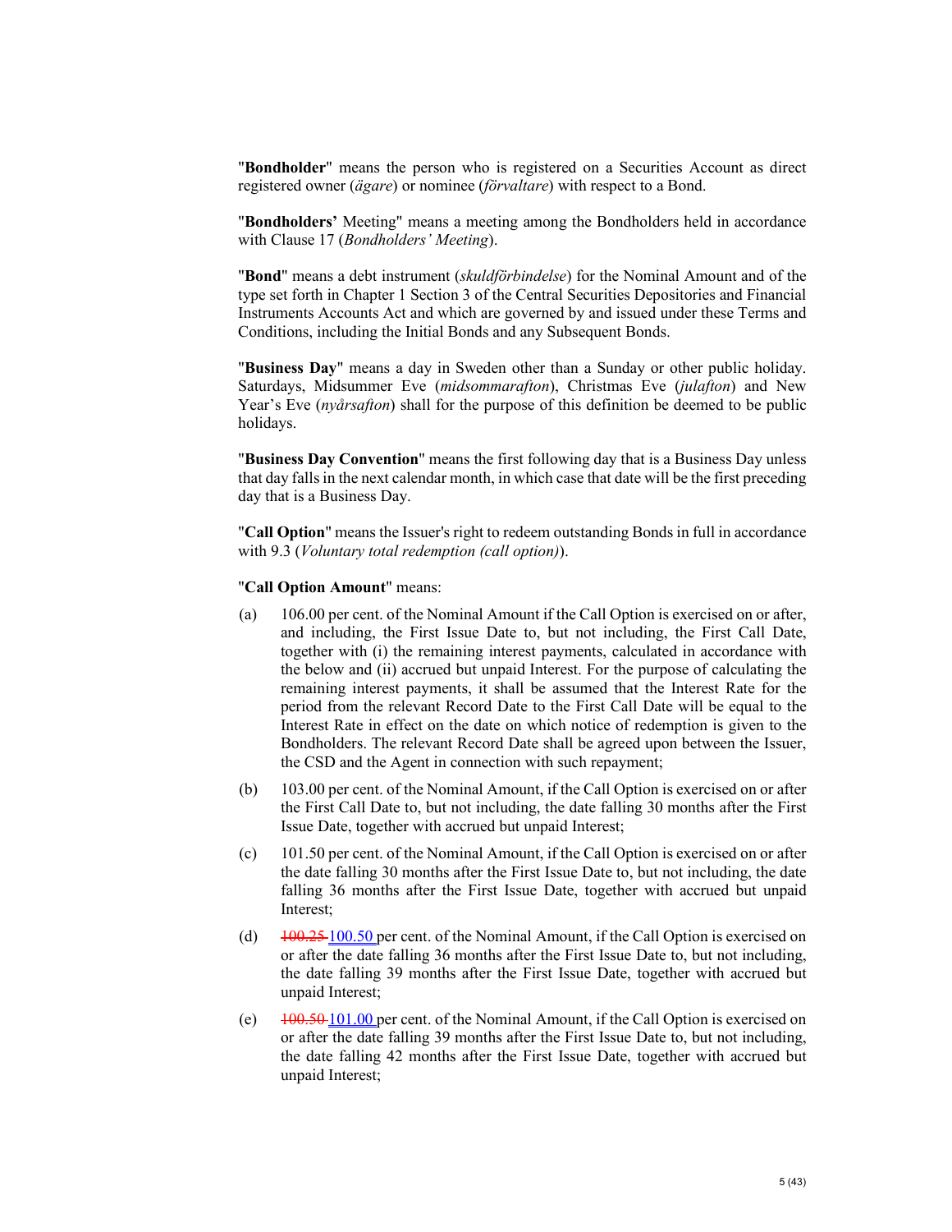"**Bondholder**" means the person who is registered on a Securities Account as direct registered owner (*ägare*) or nominee (*förvaltare*) with respect to a Bond.

"**Bondholders'** Meeting" means a meeting among the Bondholders held in accordance with Clause 17 (*Bondholders' Meeting*).

"**Bond**" means a debt instrument (*skuldförbindelse*) for the Nominal Amount and of the type set forth in Chapter 1 Section 3 of the Central Securities Depositories and Financial Instruments Accounts Act and which are governed by and issued under these Terms and Conditions, including the Initial Bonds and any Subsequent Bonds.

"**Business Day**" means a day in Sweden other than a Sunday or other public holiday. Saturdays, Midsummer Eve (*midsommarafton*), Christmas Eve (*julafton*) and New Year's Eve (*nyårsafton*) shall for the purpose of this definition be deemed to be public holidays.

"**Business Day Convention**" means the first following day that is a Business Day unless that day falls in the next calendar month, in which case that date will be the first preceding day that is a Business Day.

"**Call Option**" means the Issuer's right to redeem outstanding Bonds in full in accordance with 9.3 (*Voluntary total redemption (call option)*).

"**Call Option Amount**" means:

(a) 106.00 per cent. of the Nominal Amount if the Call Option is exercised on or after, and including, the First Issue Date to, but not including, the First Call Date, together with (i) the remaining interest payments, calculated in accordance with the below and (ii) accrued but unpaid Interest. For the purpose of calculating the remaining interest payments, it shall be assumed that the Interest Rate for the period from the relevant Record Date to the First Call Date will be equal to the Interest Rate in effect on the date on which notice of redemption is given to the Bondholders. The relevant Record Date shall be agreed upon between the Issuer, the CSD and the Agent in connection with such repayment;

(b) 103.00 per cent. of the Nominal Amount, if the Call Option is exercised on or after the First Call Date to, but not including, the date falling 30 months after the First Issue Date, together with accrued but unpaid Interest;

(c) 101.50 per cent. of the Nominal Amount, if the Call Option is exercised on or after the date falling 30 months after the First Issue Date to, but not including, the date falling 36 months after the First Issue Date, together with accrued but unpaid Interest;

(d) ~~100.25~~ 100.50 per cent. of the Nominal Amount, if the Call Option is exercised on or after the date falling 36 months after the First Issue Date to, but not including, the date falling 39 months after the First Issue Date, together with accrued but unpaid Interest;

(e) ~~100.50~~ 101.00 per cent. of the Nominal Amount, if the Call Option is exercised on or after the date falling 39 months after the First Issue Date to, but not including, the date falling 42 months after the First Issue Date, together with accrued but unpaid Interest;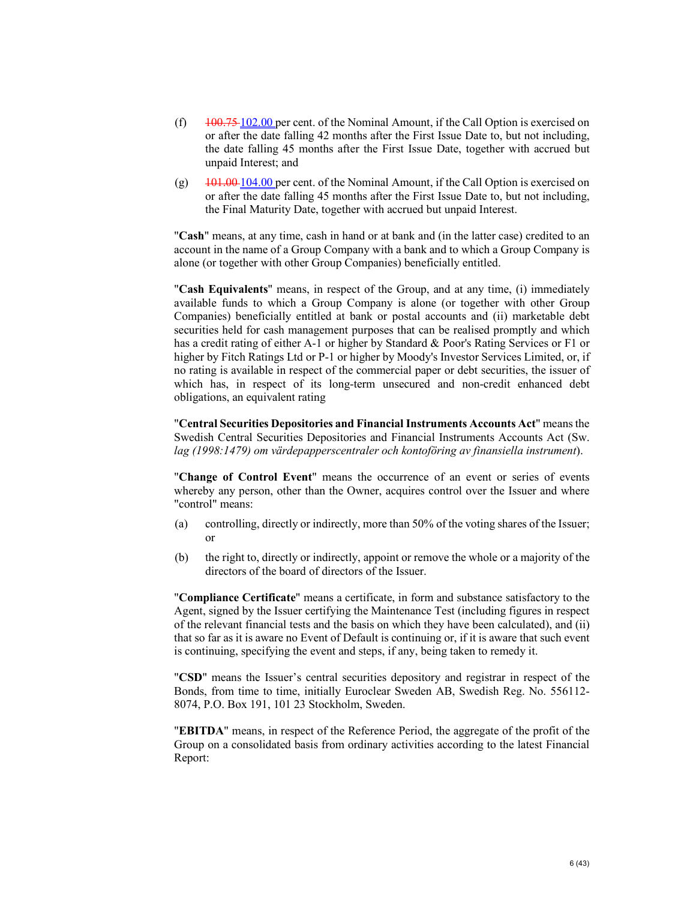(f) ~~100.75~~ 102.00 per cent. of the Nominal Amount, if the Call Option is exercised on or after the date falling 42 months after the First Issue Date to, but not including, the date falling 45 months after the First Issue Date, together with accrued but unpaid Interest; and

(g) ~~101.00~~ 104.00 per cent. of the Nominal Amount, if the Call Option is exercised on or after the date falling 45 months after the First Issue Date to, but not including, the Final Maturity Date, together with accrued but unpaid Interest.

"**Cash**" means, at any time, cash in hand or at bank and (in the latter case) credited to an account in the name of a Group Company with a bank and to which a Group Company is alone (or together with other Group Companies) beneficially entitled.

"**Cash Equivalents**" means, in respect of the Group, and at any time, (i) immediately available funds to which a Group Company is alone (or together with other Group Companies) beneficially entitled at bank or postal accounts and (ii) marketable debt securities held for cash management purposes that can be realised promptly and which has a credit rating of either A-1 or higher by Standard & Poor's Rating Services or F1 or higher by Fitch Ratings Ltd or P-1 or higher by Moody's Investor Services Limited, or, if no rating is available in respect of the commercial paper or debt securities, the issuer of which has, in respect of its long-term unsecured and non-credit enhanced debt obligations, an equivalent rating

"**Central Securities Depositories and Financial Instruments Accounts Act**" means the Swedish Central Securities Depositories and Financial Instruments Accounts Act (Sw. *lag (1998:1479) om värdepapperscentraler och kontoföring av finansiella instrument*).

"**Change of Control Event**" means the occurrence of an event or series of events whereby any person, other than the Owner, acquires control over the Issuer and where "control" means:

(a) controlling, directly or indirectly, more than 50% of the voting shares of the Issuer; or

(b) the right to, directly or indirectly, appoint or remove the whole or a majority of the directors of the board of directors of the Issuer.

"**Compliance Certificate**" means a certificate, in form and substance satisfactory to the Agent, signed by the Issuer certifying the Maintenance Test (including figures in respect of the relevant financial tests and the basis on which they have been calculated), and (ii) that so far as it is aware no Event of Default is continuing or, if it is aware that such event is continuing, specifying the event and steps, if any, being taken to remedy it.

"**CSD**" means the Issuer's central securities depository and registrar in respect of the Bonds, from time to time, initially Euroclear Sweden AB, Swedish Reg. No. 556112-8074, P.O. Box 191, 101 23 Stockholm, Sweden.

"**EBITDA**" means, in respect of the Reference Period, the aggregate of the profit of the Group on a consolidated basis from ordinary activities according to the latest Financial Report: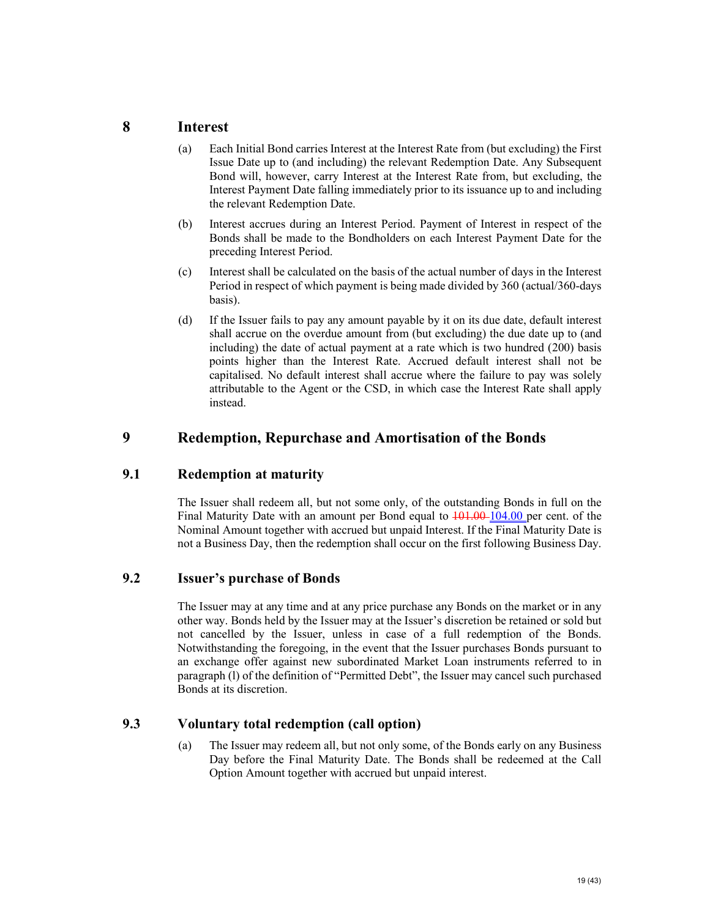# 8 Interest

(a) Each Initial Bond carries Interest at the Interest Rate from (but excluding) the First Issue Date up to (and including) the relevant Redemption Date. Any Subsequent Bond will, however, carry Interest at the Interest Rate from, but excluding, the Interest Payment Date falling immediately prior to its issuance up to and including the relevant Redemption Date.

(b) Interest accrues during an Interest Period. Payment of Interest in respect of the Bonds shall be made to the Bondholders on each Interest Payment Date for the preceding Interest Period.

(c) Interest shall be calculated on the basis of the actual number of days in the Interest Period in respect of which payment is being made divided by 360 (actual/360-days basis).

(d) If the Issuer fails to pay any amount payable by it on its due date, default interest shall accrue on the overdue amount from (but excluding) the due date up to (and including) the date of actual payment at a rate which is two hundred (200) basis points higher than the Interest Rate. Accrued default interest shall not be capitalised. No default interest shall accrue where the failure to pay was solely attributable to the Agent or the CSD, in which case the Interest Rate shall apply instead.

# 9 Redemption, Repurchase and Amortisation of the Bonds

## 9.1 Redemption at maturity

The Issuer shall redeem all, but not some only, of the outstanding Bonds in full on the Final Maturity Date with an amount per Bond equal to ~~101.00~~ 104.00 per cent. of the Nominal Amount together with accrued but unpaid Interest. If the Final Maturity Date is not a Business Day, then the redemption shall occur on the first following Business Day.

## 9.2 Issuer's purchase of Bonds

The Issuer may at any time and at any price purchase any Bonds on the market or in any other way. Bonds held by the Issuer may at the Issuer's discretion be retained or sold but not cancelled by the Issuer, unless in case of a full redemption of the Bonds. Notwithstanding the foregoing, in the event that the Issuer purchases Bonds pursuant to an exchange offer against new subordinated Market Loan instruments referred to in paragraph (l) of the definition of "Permitted Debt", the Issuer may cancel such purchased Bonds at its discretion.

## 9.3 Voluntary total redemption (call option)

(a) The Issuer may redeem all, but not only some, of the Bonds early on any Business Day before the Final Maturity Date. The Bonds shall be redeemed at the Call Option Amount together with accrued but unpaid interest.